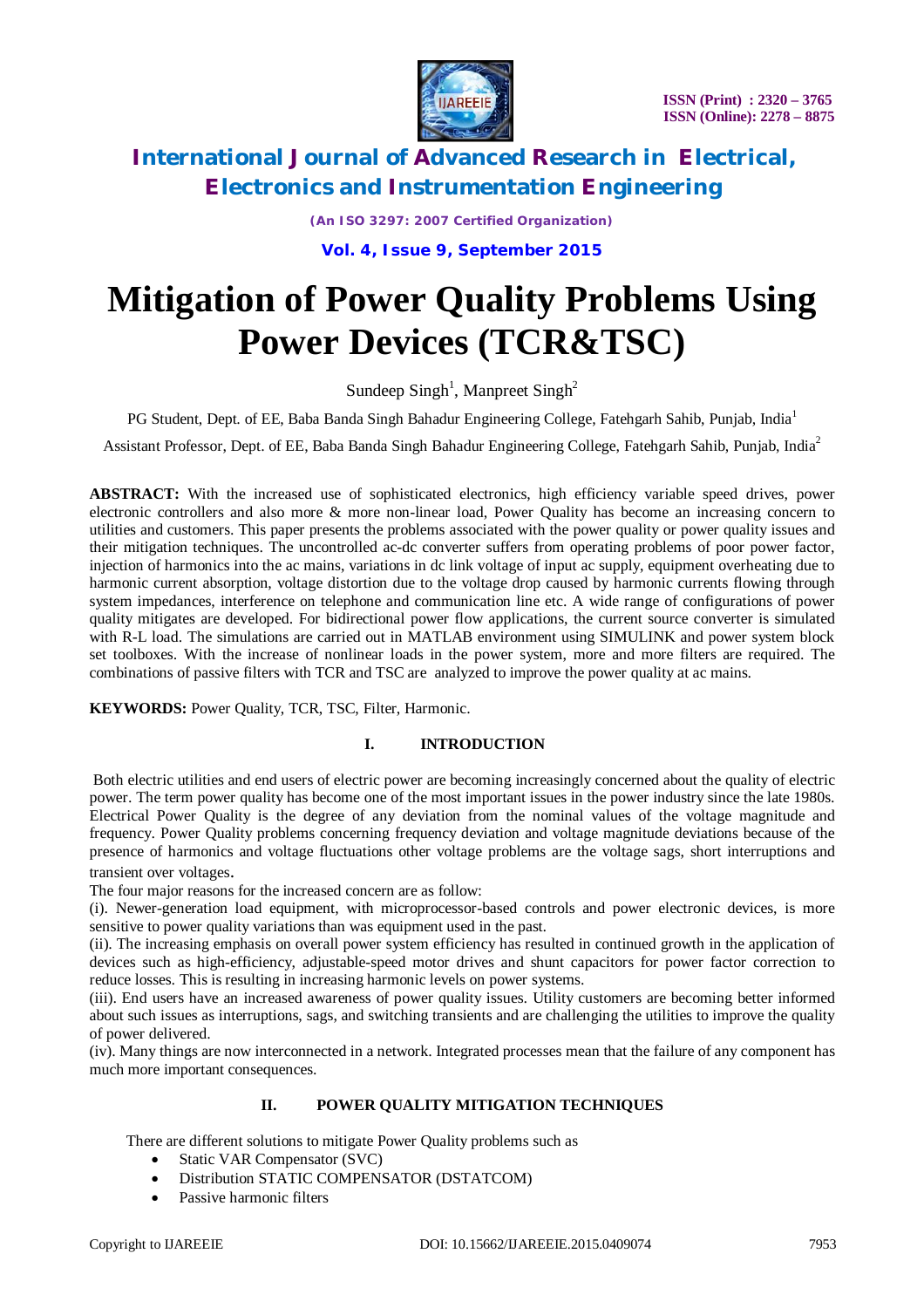# Mitigation of Power Quality Problems Using Power Devices (TCR&TSC)

Sundeep Singh[1], Manpreet Singh[2]

PG Student, Dept. of EE, Baba Banda Singh Bahadur Engineering College, Fatehgarh Sahib, Punjab, India[1]

Assistant Professor, Dept. of EE, Baba Banda Singh Bahadur Engineering College, Fatehgarh Sahib, Punjab, India[2]

**ABSTRACT:** With the increased use of sophisticated electronics, high efficiency variable speed drives, power electronic controllers and also more & more non-linear load, Power Quality has become an increasing concern to utilities and customers. This paper presents the problems associated with the power quality or power quality issues and their mitigation techniques. The uncontrolled ac-dc converter suffers from operating problems of poor power factor, injection of harmonics into the ac mains, variations in dc link voltage of input ac supply, equipment overheating due to harmonic current absorption, voltage distortion due to the voltage drop caused by harmonic currents flowing through system impedances, interference on telephone and communication line etc. A wide range of configurations of power quality mitigates are developed. For bidirectional power flow applications, the current source converter is simulated with R-L load. The simulations are carried out in MATLAB environment using SIMULINK and power system block set toolboxes. With the increase of nonlinear loads in the power system, more and more filters are required. The combinations of passive filters with TCR and TSC are analyzed to improve the power quality at ac mains.

**KEYWORDS:** Power Quality, TCR, TSC, Filter, Harmonic.

## I. INTRODUCTION

Both electric utilities and end users of electric power are becoming increasingly concerned about the quality of electric power. The term power quality has become one of the most important issues in the power industry since the late 1980s. Electrical Power Quality is the degree of any deviation from the nominal values of the voltage magnitude and frequency. Power Quality problems concerning frequency deviation and voltage magnitude deviations because of the presence of harmonics and voltage fluctuations other voltage problems are the voltage sags, short interruptions and transient over voltages.

The four major reasons for the increased concern are as follow:

(i). Newer-generation load equipment, with microprocessor-based controls and power electronic devices, is more sensitive to power quality variations than was equipment used in the past.

(ii). The increasing emphasis on overall power system efficiency has resulted in continued growth in the application of devices such as high-efficiency, adjustable-speed motor drives and shunt capacitors for power factor correction to reduce losses. This is resulting in increasing harmonic levels on power systems.

(iii). End users have an increased awareness of power quality issues. Utility customers are becoming better informed about such issues as interruptions, sags, and switching transients and are challenging the utilities to improve the quality of power delivered.

(iv). Many things are now interconnected in a network. Integrated processes mean that the failure of any component has much more important consequences.

## II. POWER QUALITY MITIGATION TECHNIQUES

There are different solutions to mitigate Power Quality problems such as

- Static VAR Compensator (SVC)
- Distribution STATIC COMPENSATOR (DSTATCOM)
- Passive harmonic filters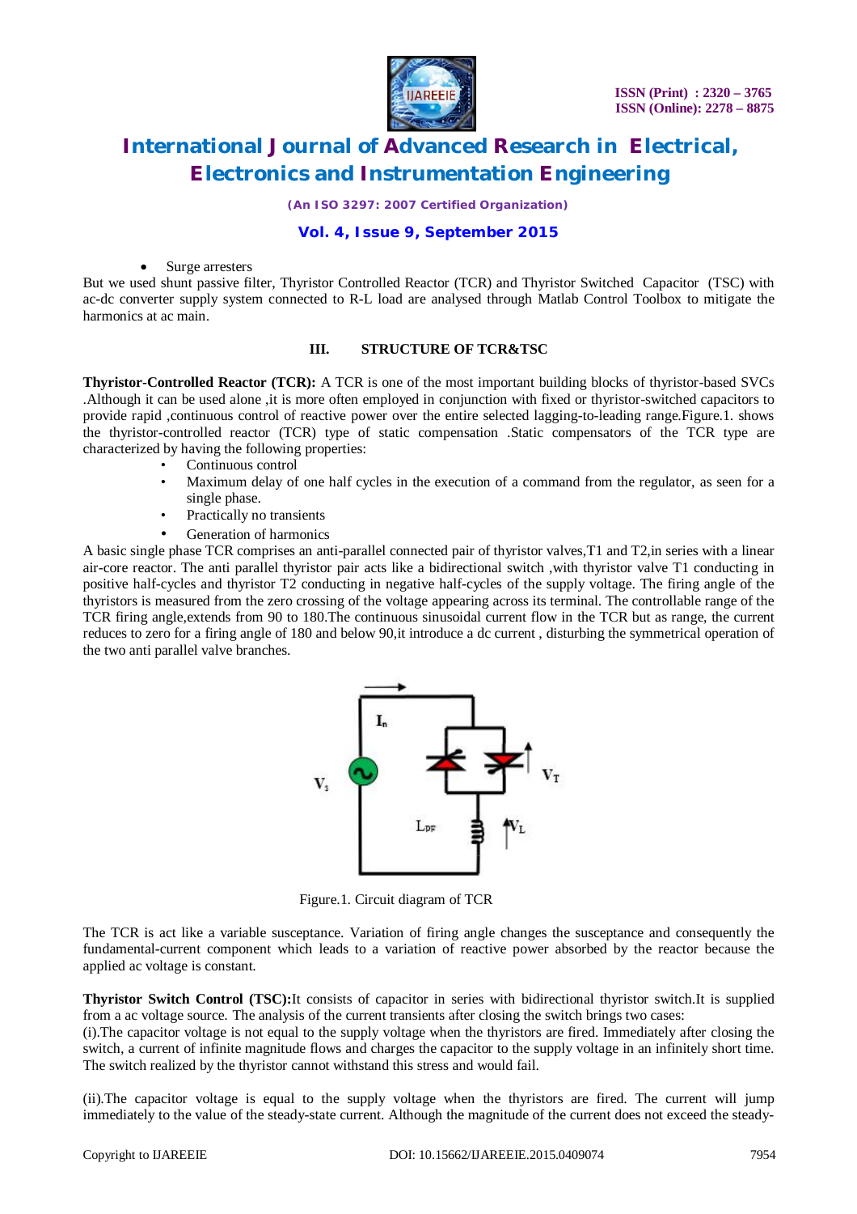- Surge arresters

But we used shunt passive filter, Thyristor Controlled Reactor (TCR) and Thyristor Switched Capacitor (TSC) with ac-dc converter supply system connected to R-L load are analysed through Matlab Control Toolbox to mitigate the harmonics at ac main.

## III. STRUCTURE OF TCR&TSC

**Thyristor-Controlled Reactor (TCR):** A TCR is one of the most important building blocks of thyristor-based SVCs .Although it can be used alone ,it is more often employed in conjunction with fixed or thyristor-switched capacitors to provide rapid ,continuous control of reactive power over the entire selected lagging-to-leading range.Figure.1. shows the thyristor-controlled reactor (TCR) type of static compensation .Static compensators of the TCR type are characterized by having the following properties:

- Continuous control
- Maximum delay of one half cycles in the execution of a command from the regulator, as seen for a single phase.
- Practically no transients
- Generation of harmonics

A basic single phase TCR comprises an anti-parallel connected pair of thyristor valves,T1 and T2,in series with a linear air-core reactor. The anti parallel thyristor pair acts like a bidirectional switch ,with thyristor valve T1 conducting in positive half-cycles and thyristor T2 conducting in negative half-cycles of the supply voltage. The firing angle of the thyristors is measured from the zero crossing of the voltage appearing across its terminal. The controllable range of the TCR firing angle,extends from 90 to 180.The continuous sinusoidal current flow in the TCR but as range, the current reduces to zero for a firing angle of 180 and below 90,it introduce a dc current , disturbing the symmetrical operation of the two anti parallel valve branches.

Figure.1. Circuit diagram of TCR

The TCR is act like a variable susceptance. Variation of firing angle changes the susceptance and consequently the fundamental-current component which leads to a variation of reactive power absorbed by the reactor because the applied ac voltage is constant.

**Thyristor Switch Control (TSC):**It consists of capacitor in series with bidirectional thyristor switch.It is supplied from a ac voltage source. The analysis of the current transients after closing the switch brings two cases:

(i).The capacitor voltage is not equal to the supply voltage when the thyristors are fired. Immediately after closing the switch, a current of infinite magnitude flows and charges the capacitor to the supply voltage in an infinitely short time. The switch realized by the thyristor cannot withstand this stress and would fail.

(ii).The capacitor voltage is equal to the supply voltage when the thyristors are fired. The current will jump immediately to the value of the steady-state current. Although the magnitude of the current does not exceed the steady-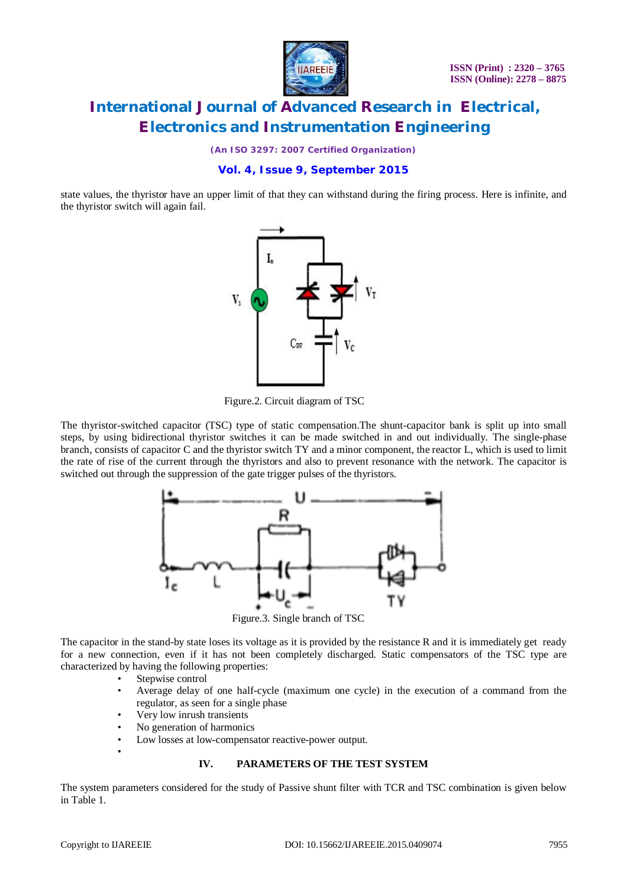state values, the thyristor have an upper limit of that they can withstand during the firing process. Here is infinite, and the thyristor switch will again fail.

Figure.2. Circuit diagram of TSC

The thyristor-switched capacitor (TSC) type of static compensation.The shunt-capacitor bank is split up into small steps, by using bidirectional thyristor switches it can be made switched in and out individually. The single-phase branch, consists of capacitor C and the thyristor switch TY and a minor component, the reactor L, which is used to limit the rate of rise of the current through the thyristors and also to prevent resonance with the network. The capacitor is switched out through the suppression of the gate trigger pulses of the thyristors.

Figure.3. Single branch of TSC

The capacitor in the stand-by state loses its voltage as it is provided by the resistance R and it is immediately get ready for a new connection, even if it has not been completely discharged. Static compensators of the TSC type are characterized by having the following properties:

- Stepwise control
- Average delay of one half-cycle (maximum one cycle) in the execution of a command from the regulator, as seen for a single phase
- Very low inrush transients
- No generation of harmonics
- Low losses at low-compensator reactive-power output.

## IV. PARAMETERS OF THE TEST SYSTEM

The system parameters considered for the study of Passive shunt filter with TCR and TSC combination is given below in Table 1.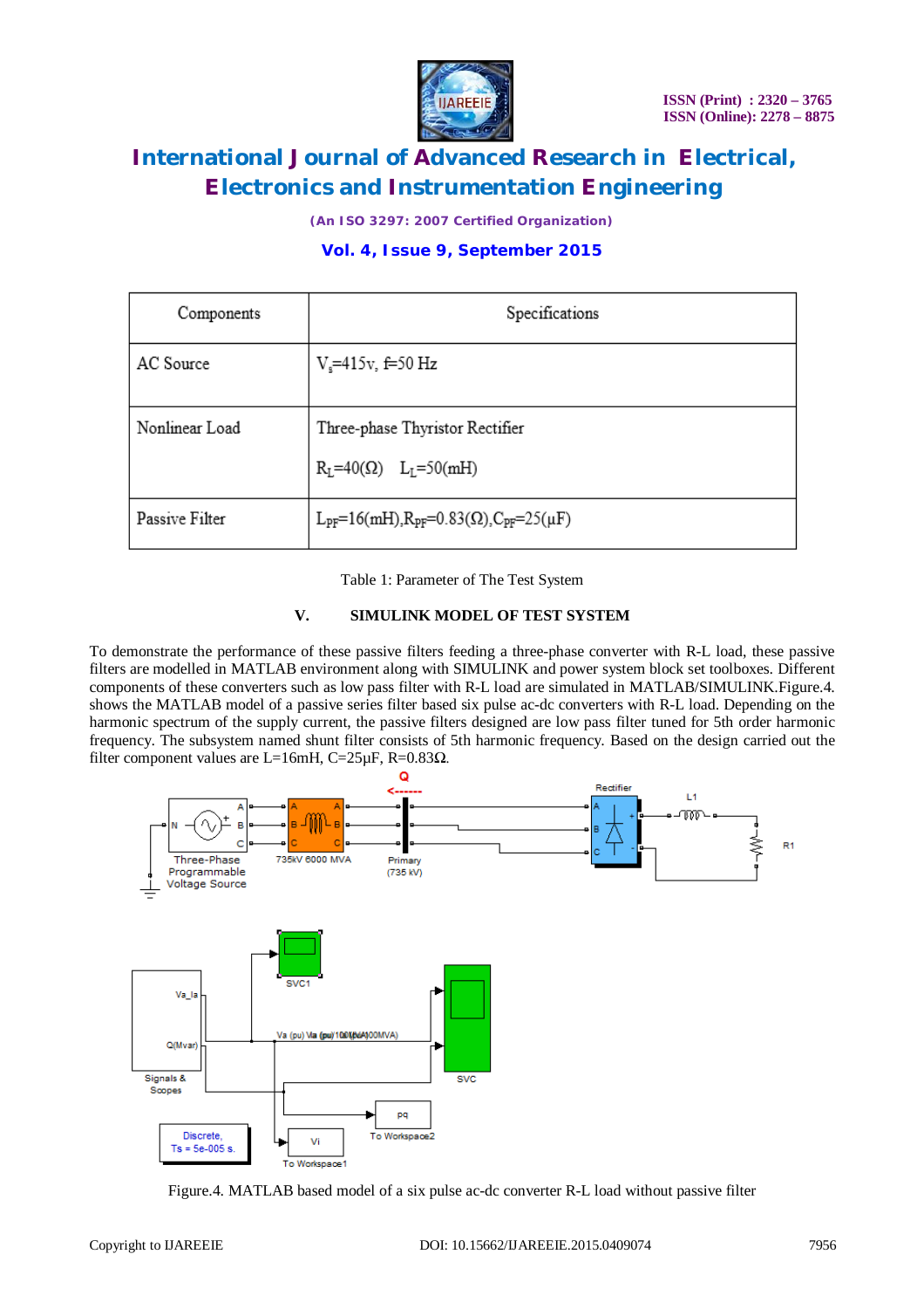| Components | Specifications |
| --- | --- |
| AC Source | $V_s$=415v, f=50 Hz |
| Nonlinear Load | Three-phase Thyristor Rectifier<br>$R_L$=40(Ω) $L_L$=50(mH) |
| Passive Filter | $L_{PF}$=16(mH),$R_{PF}$=0.83(Ω),$C_{PF}$=25(μF) |

Table 1: Parameter of The Test System

## V. SIMULINK MODEL OF TEST SYSTEM

To demonstrate the performance of these passive filters feeding a three-phase converter with R-L load, these passive filters are modelled in MATLAB environment along with SIMULINK and power system block set toolboxes. Different components of these converters such as low pass filter with R-L load are simulated in MATLAB/SIMULINK.Figure.4. shows the MATLAB model of a passive series filter based six pulse ac-dc converters with R-L load. Depending on the harmonic spectrum of the supply current, the passive filters designed are low pass filter tuned for 5th order harmonic frequency. The subsystem named shunt filter consists of 5th harmonic frequency. Based on the design carried out the filter component values are L=16mH, C=25μF, R=0.83Ω.

Figure.4. MATLAB based model of a six pulse ac-dc converter R-L load without passive filter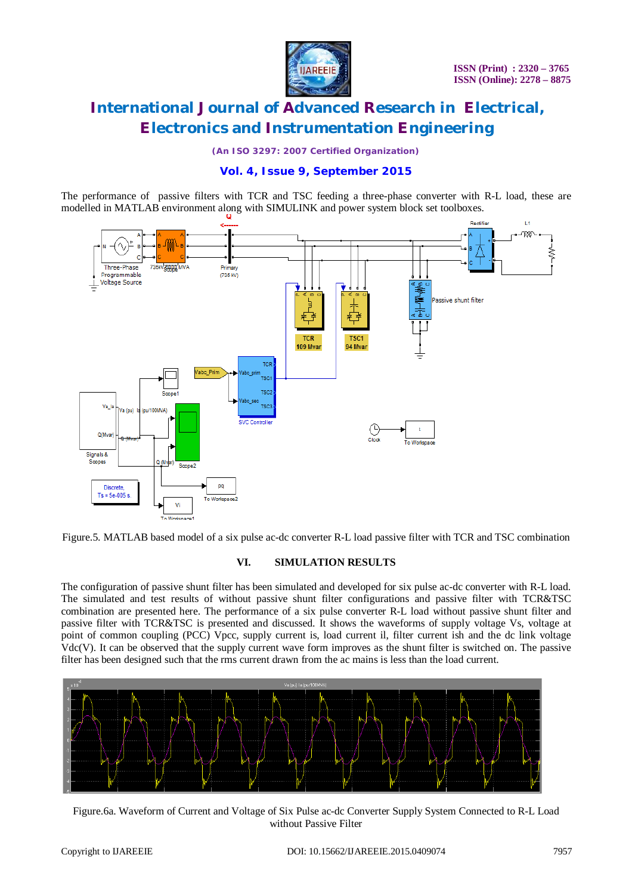The performance of passive filters with TCR and TSC feeding a three-phase converter with R-L load, these are modelled in MATLAB environment along with SIMULINK and power system block set toolboxes.

Figure.5. MATLAB based model of a six pulse ac-dc converter R-L load passive filter with TCR and TSC combination

## VI. SIMULATION RESULTS

The configuration of passive shunt filter has been simulated and developed for six pulse ac-dc converter with R-L load. The simulated and test results of without passive shunt filter configurations and passive filter with TCR&TSC combination are presented here. The performance of a six pulse converter R-L load without passive shunt filter and passive filter with TCR&TSC is presented and discussed. It shows the waveforms of supply voltage Vs, voltage at point of common coupling (PCC) Vpcc, supply current is, load current il, filter current ish and the dc link voltage Vdc(V). It can be observed that the supply current wave form improves as the shunt filter is switched on. The passive filter has been designed such that the rms current drawn from the ac mains is less than the load current.

Figure.6a. Waveform of Current and Voltage of Six Pulse ac-dc Converter Supply System Connected to R-L Load without Passive Filter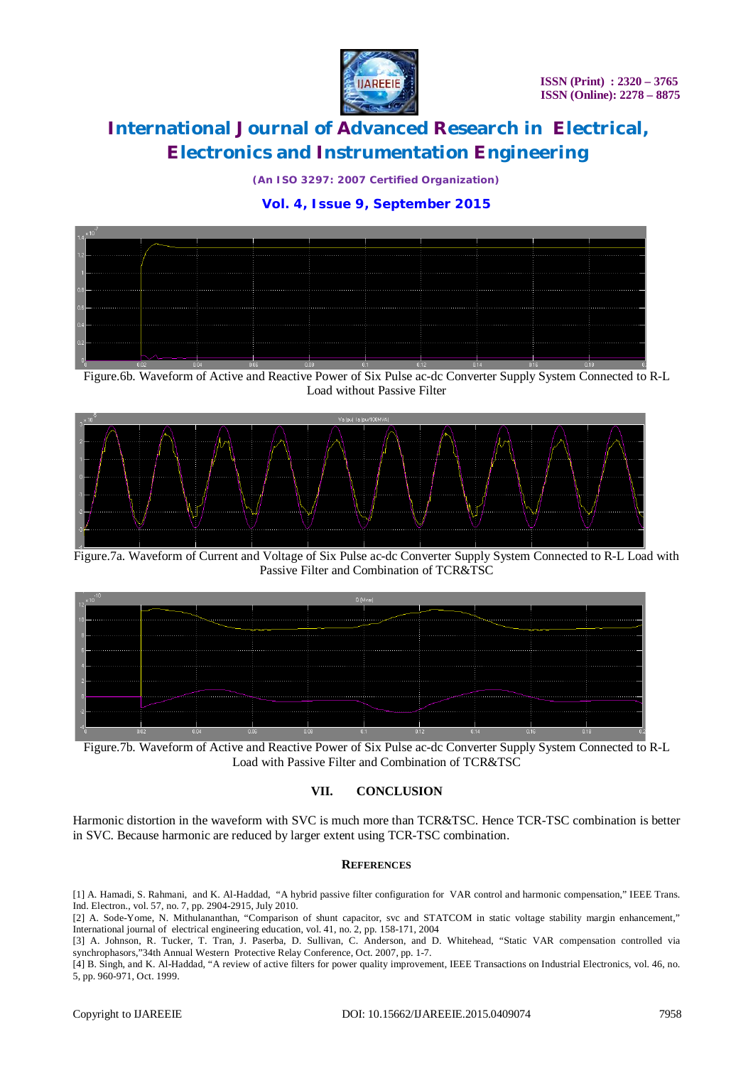Figure.6b. Waveform of Active and Reactive Power of Six Pulse ac-dc Converter Supply System Connected to R-L Load without Passive Filter

Figure.7a. Waveform of Current and Voltage of Six Pulse ac-dc Converter Supply System Connected to R-L Load with Passive Filter and Combination of TCR&TSC

Figure.7b. Waveform of Active and Reactive Power of Six Pulse ac-dc Converter Supply System Connected to R-L Load with Passive Filter and Combination of TCR&TSC

## VII. CONCLUSION

Harmonic distortion in the waveform with SVC is much more than TCR&TSC. Hence TCR-TSC combination is better in SVC. Because harmonic are reduced by larger extent using TCR-TSC combination.

### REFERENCES

[1] A. Hamadi, S. Rahmani, and K. Al-Haddad, "A hybrid passive filter configuration for VAR control and harmonic compensation," IEEE Trans. Ind. Electron., vol. 57, no. 7, pp. 2904-2915, July 2010.

[2] A. Sode-Yome, N. Mithulananthan, "Comparison of shunt capacitor, svc and STATCOM in static voltage stability margin enhancement," International journal of electrical engineering education, vol. 41, no. 2, pp. 158-171, 2004

[3] A. Johnson, R. Tucker, T. Tran, J. Paserba, D. Sullivan, C. Anderson, and D. Whitehead, "Static VAR compensation controlled via synchrophasors,"34th Annual Western Protective Relay Conference, Oct. 2007, pp. 1-7.

[4] B. Singh, and K. Al-Haddad, "A review of active filters for power quality improvement, IEEE Transactions on Industrial Electronics, vol. 46, no. 5, pp. 960-971, Oct. 1999.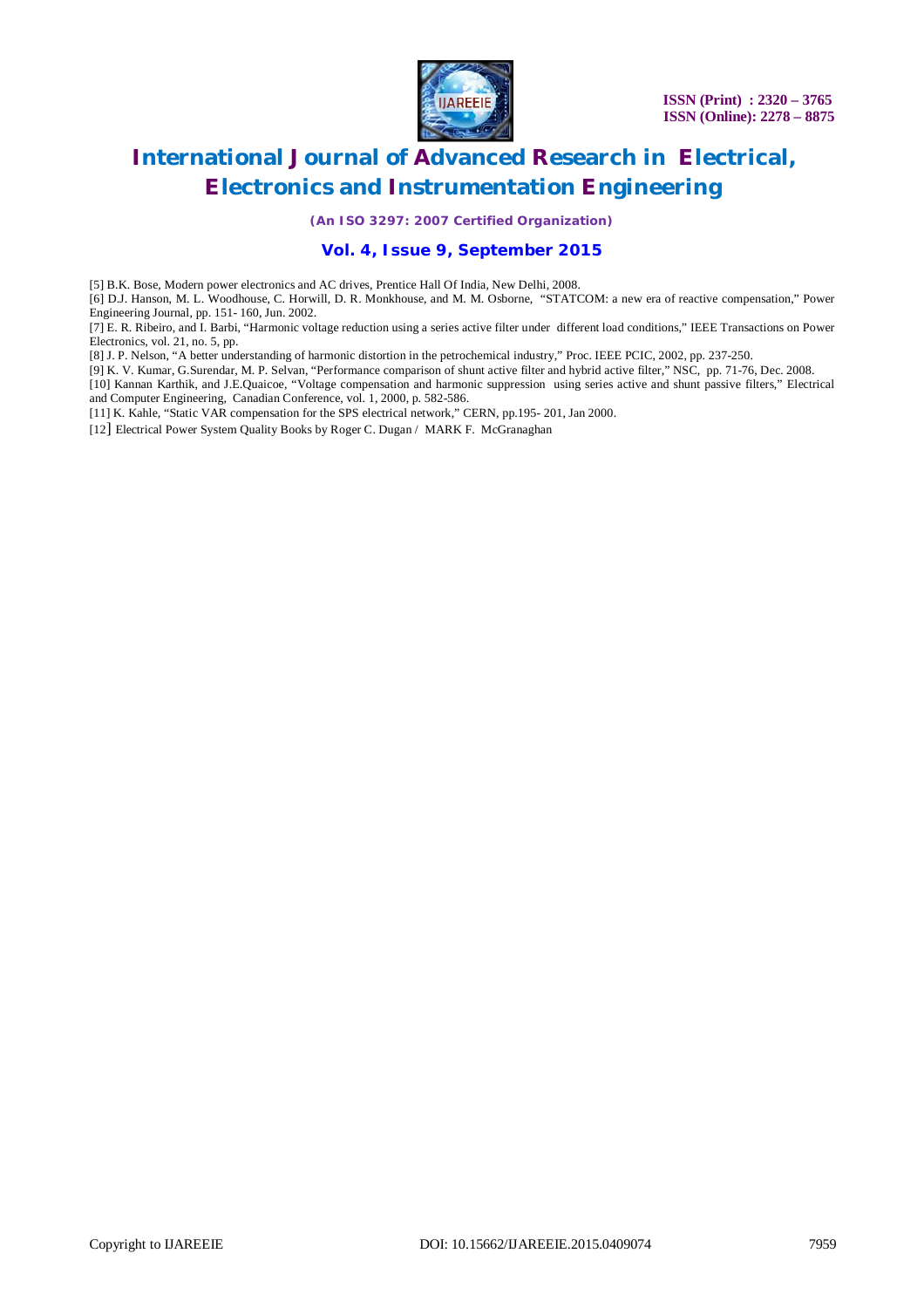[5] B.K. Bose, Modern power electronics and AC drives, Prentice Hall Of India, New Delhi, 2008.

[6] D.J. Hanson, M. L. Woodhouse, C. Horwill, D. R. Monkhouse, and M. M. Osborne, "STATCOM: a new era of reactive compensation," Power Engineering Journal, pp. 151- 160, Jun. 2002.

[7] E. R. Ribeiro, and I. Barbi, "Harmonic voltage reduction using a series active filter under different load conditions," IEEE Transactions on Power Electronics, vol. 21, no. 5, pp.

[8] J. P. Nelson, "A better understanding of harmonic distortion in the petrochemical industry," Proc. IEEE PCIC, 2002, pp. 237-250.

[9] K. V. Kumar, G.Surendar, M. P. Selvan, "Performance comparison of shunt active filter and hybrid active filter," NSC, pp. 71-76, Dec. 2008.

[10] Kannan Karthik, and J.E.Quaicoe, "Voltage compensation and harmonic suppression using series active and shunt passive filters," Electrical and Computer Engineering, Canadian Conference, vol. 1, 2000, p. 582-586.

[11] K. Kahle, "Static VAR compensation for the SPS electrical network," CERN, pp.195- 201, Jan 2000.

[12] Electrical Power System Quality Books by Roger C. Dugan / MARK F. McGranaghan